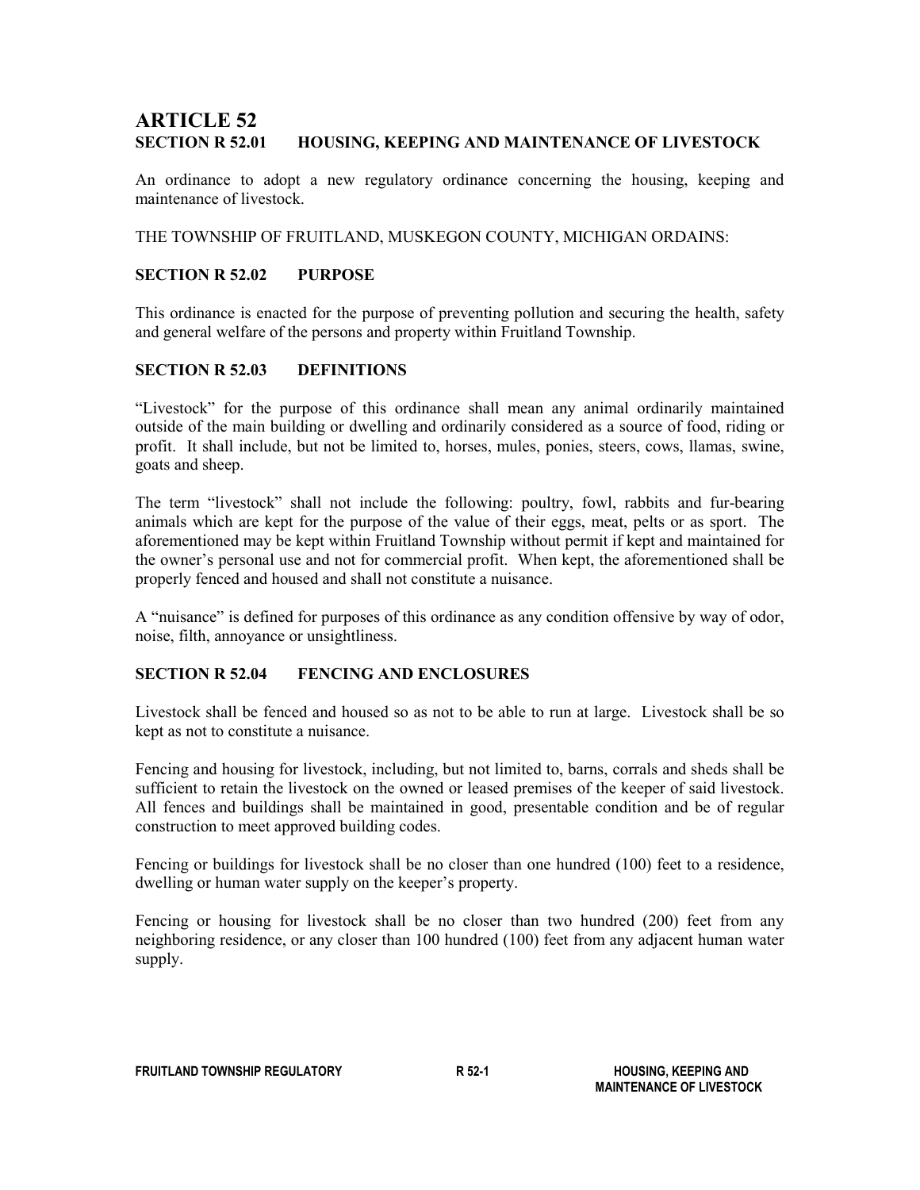# ARTICLE 52

## SECTION R 52.01 HOUSING, KEEPING AND MAINTENANCE OF LIVESTOCK

An ordinance to adopt a new regulatory ordinance concerning the housing, keeping and maintenance of livestock.

THE TOWNSHIP OF FRUITLAND, MUSKEGON COUNTY, MICHIGAN ORDAINS:

## SECTION R 52.02 PURPOSE

This ordinance is enacted for the purpose of preventing pollution and securing the health, safety and general welfare of the persons and property within Fruitland Township.

## SECTION R 52.03 DEFINITIONS

"Livestock" for the purpose of this ordinance shall mean any animal ordinarily maintained outside of the main building or dwelling and ordinarily considered as a source of food, riding or profit. It shall include, but not be limited to, horses, mules, ponies, steers, cows, llamas, swine, goats and sheep.

The term "livestock" shall not include the following: poultry, fowl, rabbits and fur-bearing animals which are kept for the purpose of the value of their eggs, meat, pelts or as sport. The aforementioned may be kept within Fruitland Township without permit if kept and maintained for the owner's personal use and not for commercial profit. When kept, the aforementioned shall be properly fenced and housed and shall not constitute a nuisance.

A "nuisance" is defined for purposes of this ordinance as any condition offensive by way of odor, noise, filth, annoyance or unsightliness.

## SECTION R 52.04 FENCING AND ENCLOSURES

Livestock shall be fenced and housed so as not to be able to run at large. Livestock shall be so kept as not to constitute a nuisance.

Fencing and housing for livestock, including, but not limited to, barns, corrals and sheds shall be sufficient to retain the livestock on the owned or leased premises of the keeper of said livestock. All fences and buildings shall be maintained in good, presentable condition and be of regular construction to meet approved building codes.

Fencing or buildings for livestock shall be no closer than one hundred (100) feet to a residence, dwelling or human water supply on the keeper's property.

Fencing or housing for livestock shall be no closer than two hundred (200) feet from any neighboring residence, or any closer than 100 hundred (100) feet from any adjacent human water supply.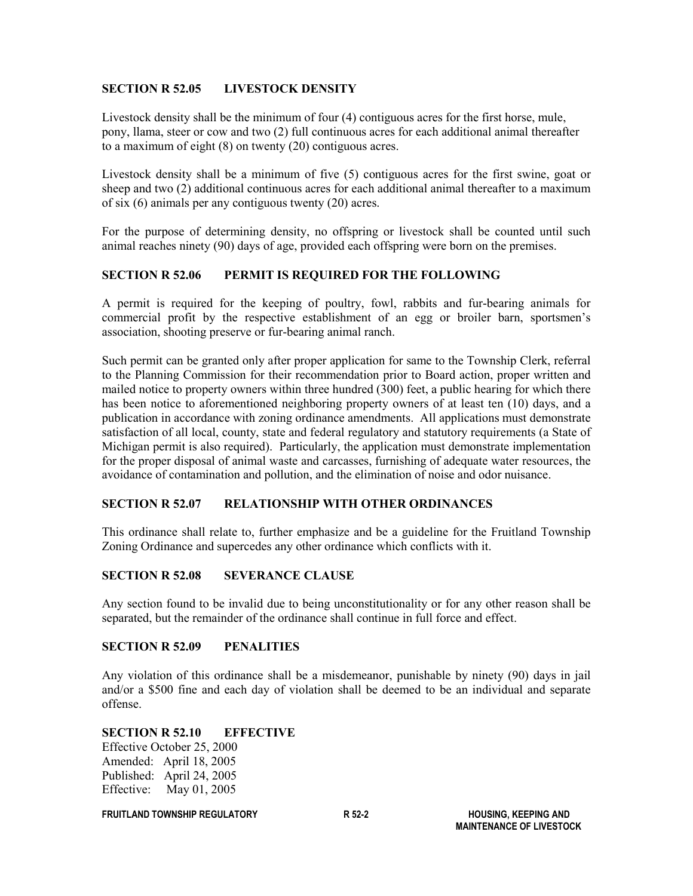## SECTION R 52.05 LIVESTOCK DENSITY

Livestock density shall be the minimum of four (4) contiguous acres for the first horse, mule, pony, llama, steer or cow and two (2) full continuous acres for each additional animal thereafter to a maximum of eight (8) on twenty (20) contiguous acres.

Livestock density shall be a minimum of five (5) contiguous acres for the first swine, goat or sheep and two (2) additional continuous acres for each additional animal thereafter to a maximum of six (6) animals per any contiguous twenty (20) acres.

For the purpose of determining density, no offspring or livestock shall be counted until such animal reaches ninety (90) days of age, provided each offspring were born on the premises.

## SECTION R 52.06 PERMIT IS REQUIRED FOR THE FOLLOWING

A permit is required for the keeping of poultry, fowl, rabbits and fur-bearing animals for commercial profit by the respective establishment of an egg or broiler barn, sportsmen's association, shooting preserve or fur-bearing animal ranch.

Such permit can be granted only after proper application for same to the Township Clerk, referral to the Planning Commission for their recommendation prior to Board action, proper written and mailed notice to property owners within three hundred (300) feet, a public hearing for which there has been notice to aforementioned neighboring property owners of at least ten (10) days, and a publication in accordance with zoning ordinance amendments. All applications must demonstrate satisfaction of all local, county, state and federal regulatory and statutory requirements (a State of Michigan permit is also required). Particularly, the application must demonstrate implementation for the proper disposal of animal waste and carcasses, furnishing of adequate water resources, the avoidance of contamination and pollution, and the elimination of noise and odor nuisance.

## SECTION R 52.07 RELATIONSHIP WITH OTHER ORDINANCES

This ordinance shall relate to, further emphasize and be a guideline for the Fruitland Township Zoning Ordinance and supercedes any other ordinance which conflicts with it.

## SECTION R 52.08 SEVERANCE CLAUSE

Any section found to be invalid due to being unconstitutionality or for any other reason shall be separated, but the remainder of the ordinance shall continue in full force and effect.

## SECTION R 52.09 PENALITIES

Any violation of this ordinance shall be a misdemeanor, punishable by ninety (90) days in jail and/or a $500 fine and each day of violation shall be deemed to be an individual and separate offense.

## SECTION R 52.10 EFFECTIVE

Effective October 25, 2000
Amended: April 18, 2005
Published: April 24, 2005
Effective: May 01, 2005